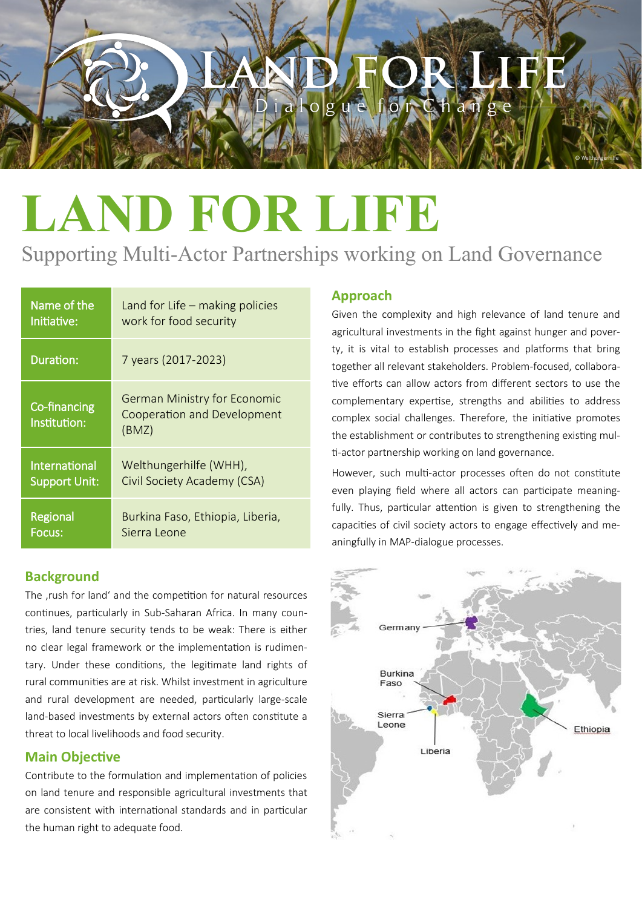# LAND FOR LIFE

Supporting Multi-Actor Partnerships working on Land Governance

| Name of the Initiative: | Land for Life – making policies work for food security |
|---|---|
| Duration: | 7 years (2017-2023) |
| Co-financing Institution: | German Ministry for Economic Cooperation and Development (BMZ) |
| International Support Unit: | Welthungerhilfe (WHH), Civil Society Academy (CSA) |
| Regional Focus: | Burkina Faso, Ethiopia, Liberia, Sierra Leone |

## Background

The ‚rush for land' and the competition for natural resources continues, particularly in Sub-Saharan Africa. In many countries, land tenure security tends to be weak: There is either no clear legal framework or the implementation is rudimentary. Under these conditions, the legitimate land rights of rural communities are at risk. Whilst investment in agriculture and rural development are needed, particularly large-scale land-based investments by external actors often constitute a threat to local livelihoods and food security.

## Main Objective

Contribute to the formulation and implementation of policies on land tenure and responsible agricultural investments that are consistent with international standards and in particular the human right to adequate food.

## Approach

Given the complexity and high relevance of land tenure and agricultural investments in the fight against hunger and poverty, it is vital to establish processes and platforms that bring together all relevant stakeholders. Problem-focused, collaborative efforts can allow actors from different sectors to use the complementary expertise, strengths and abilities to address complex social challenges. Therefore, the initiative promotes the establishment or contributes to strengthening existing multi-actor partnership working on land governance.

However, such multi-actor processes often do not constitute even playing field where all actors can participate meaningfully. Thus, particular attention is given to strengthening the capacities of civil society actors to engage effectively and meaningfully in MAP-dialogue processes.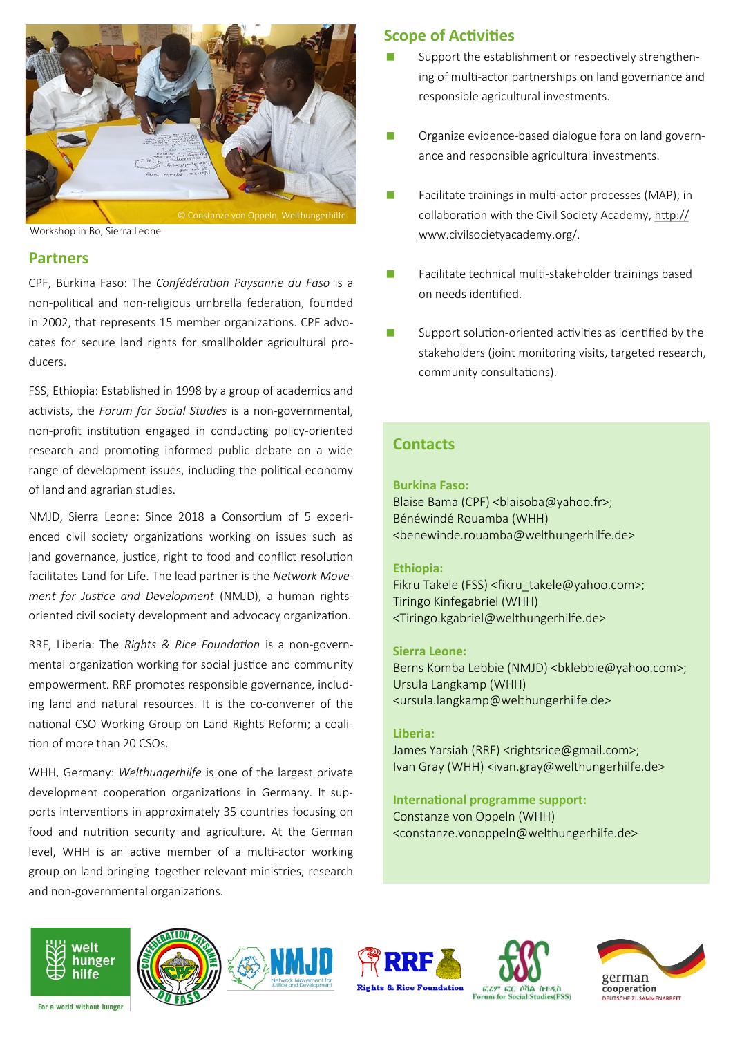Workshop in Bo, Sierra Leone

## Partners

CPF, Burkina Faso: The *Confédération Paysanne du Faso* is a non-political and non-religious umbrella federation, founded in 2002, that represents 15 member organizations. CPF advocates for secure land rights for smallholder agricultural producers.

FSS, Ethiopia: Established in 1998 by a group of academics and activists, the *Forum for Social Studies* is a non-governmental, non-profit institution engaged in conducting policy-oriented research and promoting informed public debate on a wide range of development issues, including the political economy of land and agrarian studies.

NMJD, Sierra Leone: Since 2018 a Consortium of 5 experienced civil society organizations working on issues such as land governance, justice, right to food and conflict resolution facilitates Land for Life. The lead partner is the *Network Movement for Justice and Development* (NMJD), a human rights-oriented civil society development and advocacy organization.

RRF, Liberia: The *Rights & Rice Foundation* is a non-governmental organization working for social justice and community empowerment. RRF promotes responsible governance, including land and natural resources. It is the co-convener of the national CSO Working Group on Land Rights Reform; a coalition of more than 20 CSOs.

WHH, Germany: *Welthungerhilfe* is one of the largest private development cooperation organizations in Germany. It supports interventions in approximately 35 countries focusing on food and nutrition security and agriculture. At the German level, WHH is an active member of a multi-actor working group on land bringing together relevant ministries, research and non-governmental organizations.

## Scope of Activities

- Support the establishment or respectively strengthening of multi-actor partnerships on land governance and responsible agricultural investments.
- Organize evidence-based dialogue fora on land governance and responsible agricultural investments.
- Facilitate trainings in multi-actor processes (MAP); in collaboration with the Civil Society Academy, http://www.civilsocietyacademy.org/.
- Facilitate technical multi-stakeholder trainings based on needs identified.
- Support solution-oriented activities as identified by the stakeholders (joint monitoring visits, targeted research, community consultations).

## Contacts

**Burkina Faso:**
Blaise Bama (CPF) <blaisoba@yahoo.fr>;
Bénéwindé Rouamba (WHH)
<benewinde.rouamba@welthungerhilfe.de>

**Ethiopia:**
Fikru Takele (FSS) <fikru_takele@yahoo.com>;
Tiringo Kinfegabriel (WHH)
<Tiringo.kgabriel@welthungerhilfe.de>

**Sierra Leone:**
Berns Komba Lebbie (NMJD) <bklebbie@yahoo.com>;
Ursula Langkamp (WHH)
<ursula.langkamp@welthungerhilfe.de>

**Liberia:**
James Yarsiah (RRF) <rightsrice@gmail.com>;
Ivan Gray (WHH) <ivan.gray@welthungerhilfe.de>

**International programme support:**
Constanze von Oppeln (WHH)
<constanze.vonoppeln@welthungerhilfe.de>